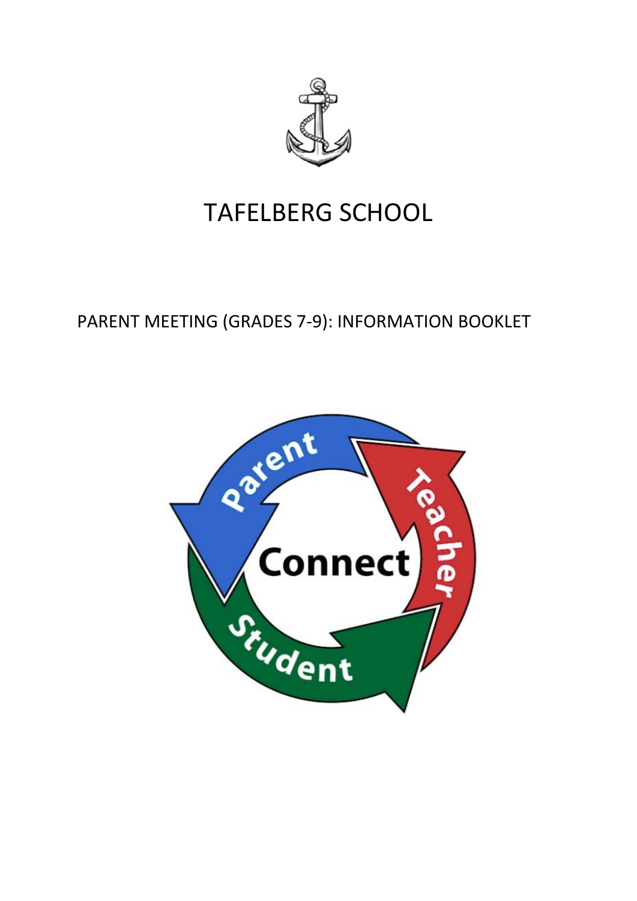# TAFELBERG SCHOOL

## PARENT MEETING (GRADES 7-9): INFORMATION BOOKLET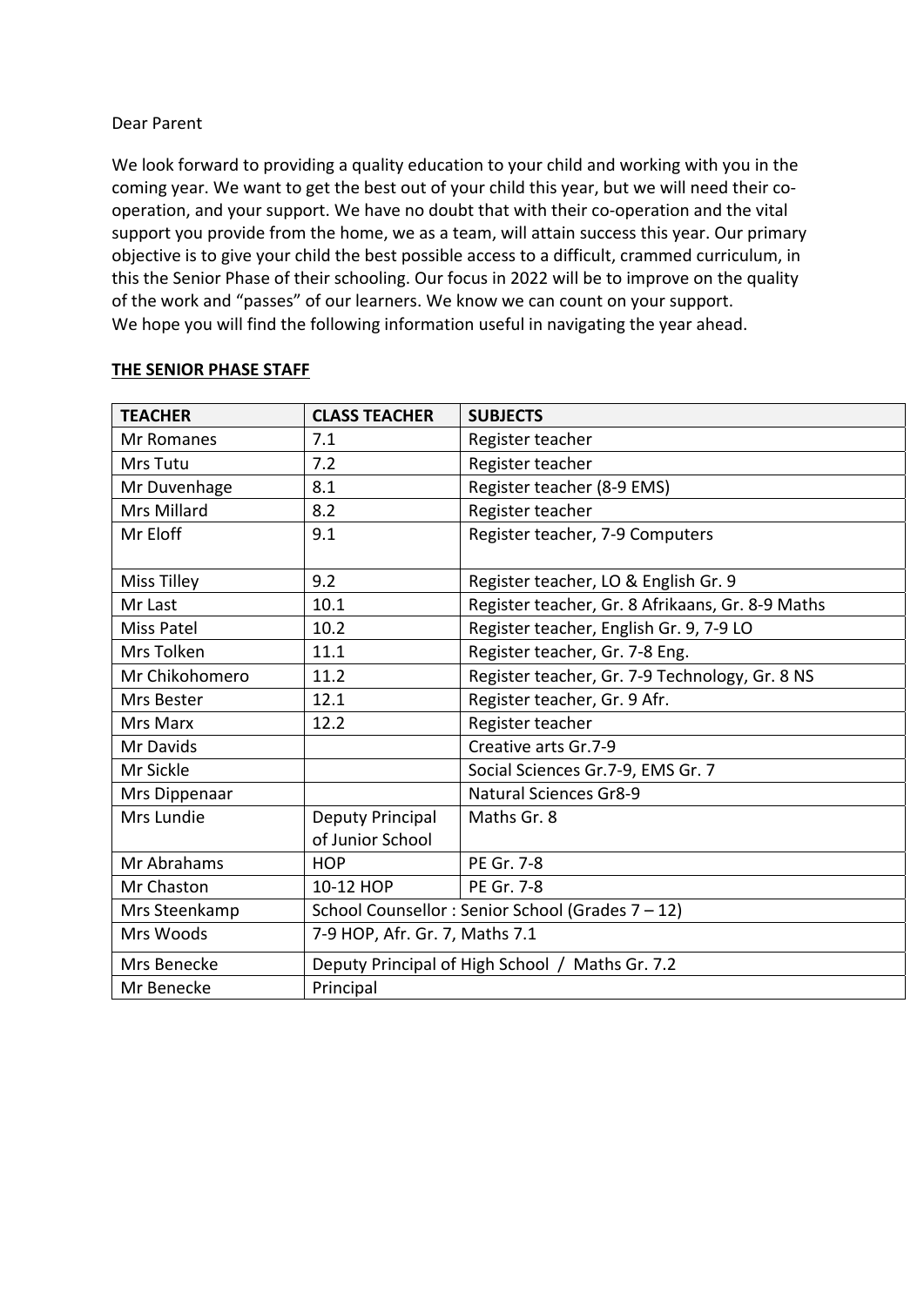Dear Parent

We look forward to providing a quality education to your child and working with you in the coming year. We want to get the best out of your child this year, but we will need their co-operation, and your support. We have no doubt that with their co-operation and the vital support you provide from the home, we as a team, will attain success this year. Our primary objective is to give your child the best possible access to a difficult, crammed curriculum, in this the Senior Phase of their schooling. Our focus in 2022 will be to improve on the quality of the work and "passes" of our learners. We know we can count on your support.
We hope you will find the following information useful in navigating the year ahead.

**THE SENIOR PHASE STAFF**

| TEACHER | CLASS TEACHER | SUBJECTS |
|---|---|---|
| Mr Romanes | 7.1 | Register teacher |
| Mrs Tutu | 7.2 | Register teacher |
| Mr Duvenhage | 8.1 | Register teacher (8-9 EMS) |
| Mrs Millard | 8.2 | Register teacher |
| Mr Eloff | 9.1 | Register teacher, 7-9 Computers |
| Miss Tilley | 9.2 | Register teacher, LO & English Gr. 9 |
| Mr Last | 10.1 | Register teacher, Gr. 8 Afrikaans, Gr. 8-9 Maths |
| Miss Patel | 10.2 | Register teacher, English Gr. 9, 7-9 LO |
| Mrs Tolken | 11.1 | Register teacher, Gr. 7-8 Eng. |
| Mr Chikohomero | 11.2 | Register teacher, Gr. 7-9 Technology, Gr. 8 NS |
| Mrs Bester | 12.1 | Register teacher, Gr. 9 Afr. |
| Mrs Marx | 12.2 | Register teacher |
| Mr Davids | | Creative arts Gr.7-9 |
| Mr Sickle | | Social Sciences Gr.7-9, EMS Gr. 7 |
| Mrs Dippenaar | | Natural Sciences Gr8-9 |
| Mrs Lundie | Deputy Principal of Junior School | Maths Gr. 8 |
| Mr Abrahams | HOP | PE Gr. 7-8 |
| Mr Chaston | 10-12 HOP | PE Gr. 7-8 |
| Mrs Steenkamp | School Counsellor : Senior School (Grades 7 – 12) | |
| Mrs Woods | 7-9 HOP, Afr. Gr. 7, Maths 7.1 | |
| Mrs Benecke | Deputy Principal of High School / Maths Gr. 7.2 | |
| Mr Benecke | Principal | |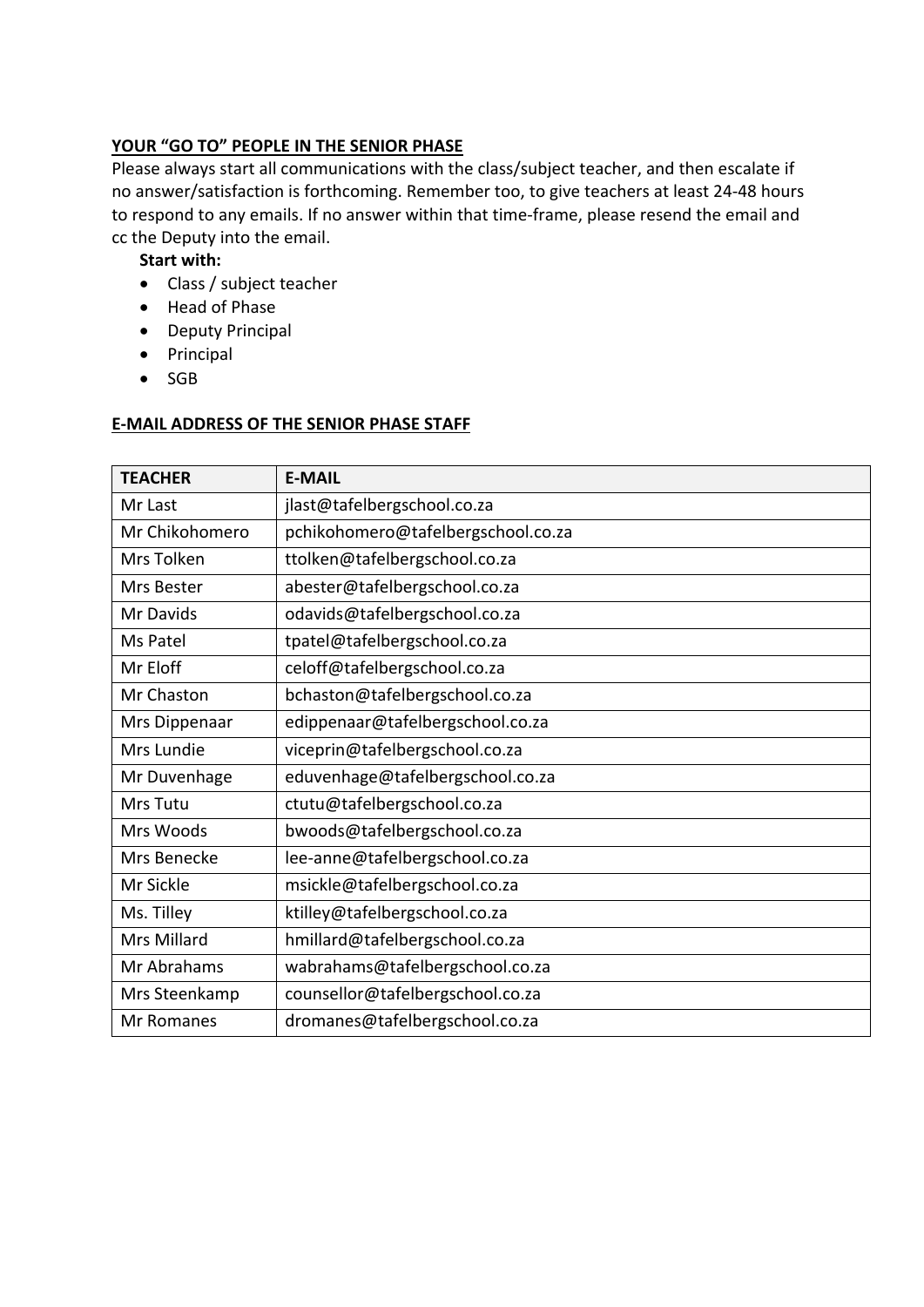**<u>YOUR "GO TO" PEOPLE IN THE SENIOR PHASE</u>**

Please always start all communications with the class/subject teacher, and then escalate if no answer/satisfaction is forthcoming. Remember too, to give teachers at least 24-48 hours to respond to any emails. If no answer within that time-frame, please resend the email and cc the Deputy into the email.

**Start with:**

- Class / subject teacher
- Head of Phase
- Deputy Principal
- Principal
- SGB

**<u>E-MAIL ADDRESS OF THE SENIOR PHASE STAFF</u>**

| TEACHER | E-MAIL |
|---|---|
| Mr Last | jlast@tafelbergschool.co.za |
| Mr Chikohomero | pchikohomero@tafelbergschool.co.za |
| Mrs Tolken | ttolken@tafelbergschool.co.za |
| Mrs Bester | abester@tafelbergschool.co.za |
| Mr Davids | odavids@tafelbergschool.co.za |
| Ms Patel | tpatel@tafelbergschool.co.za |
| Mr Eloff | celoff@tafelbergschool.co.za |
| Mr Chaston | bchaston@tafelbergschool.co.za |
| Mrs Dippenaar | edippenaar@tafelbergschool.co.za |
| Mrs Lundie | viceprin@tafelbergschool.co.za |
| Mr Duvenhage | eduvenhage@tafelbergschool.co.za |
| Mrs Tutu | ctutu@tafelbergschool.co.za |
| Mrs Woods | bwoods@tafelbergschool.co.za |
| Mrs Benecke | lee-anne@tafelbergschool.co.za |
| Mr Sickle | msickle@tafelbergschool.co.za |
| Ms. Tilley | ktilley@tafelbergschool.co.za |
| Mrs Millard | hmillard@tafelbergschool.co.za |
| Mr Abrahams | wabrahams@tafelbergschool.co.za |
| Mrs Steenkamp | counsellor@tafelbergschool.co.za |
| Mr Romanes | dromanes@tafelbergschool.co.za |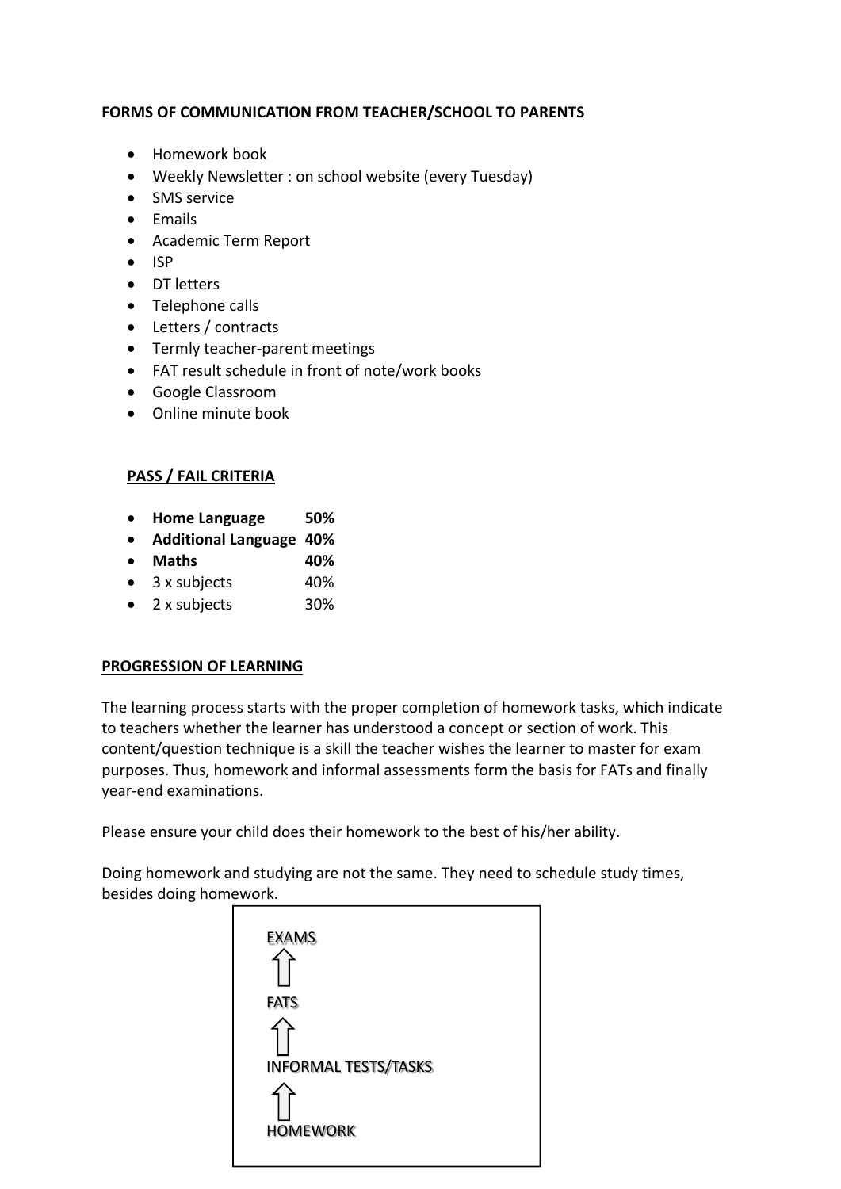**FORMS OF COMMUNICATION FROM TEACHER/SCHOOL TO PARENTS**

- Homework book
- Weekly Newsletter : on school website (every Tuesday)
- SMS service
- Emails
- Academic Term Report
- ISP
- DT letters
- Telephone calls
- Letters / contracts
- Termly teacher-parent meetings
- FAT result schedule in front of note/work books
- Google Classroom
- Online minute book

**PASS / FAIL CRITERIA**

- **Home Language 50%**
- **Additional Language 40%**
- **Maths 40%**
- 3 x subjects 40%
- 2 x subjects 30%

**PROGRESSION OF LEARNING**

The learning process starts with the proper completion of homework tasks, which indicate to teachers whether the learner has understood a concept or section of work. This content/question technique is a skill the teacher wishes the learner to master for exam purposes. Thus, homework and informal assessments form the basis for FATs and finally year-end examinations.

Please ensure your child does their homework to the best of his/her ability.

Doing homework and studying are not the same. They need to schedule study times, besides doing homework.

EXAMS

⇧

FATS

⇧

INFORMAL TESTS/TASKS

⇧

HOMEWORK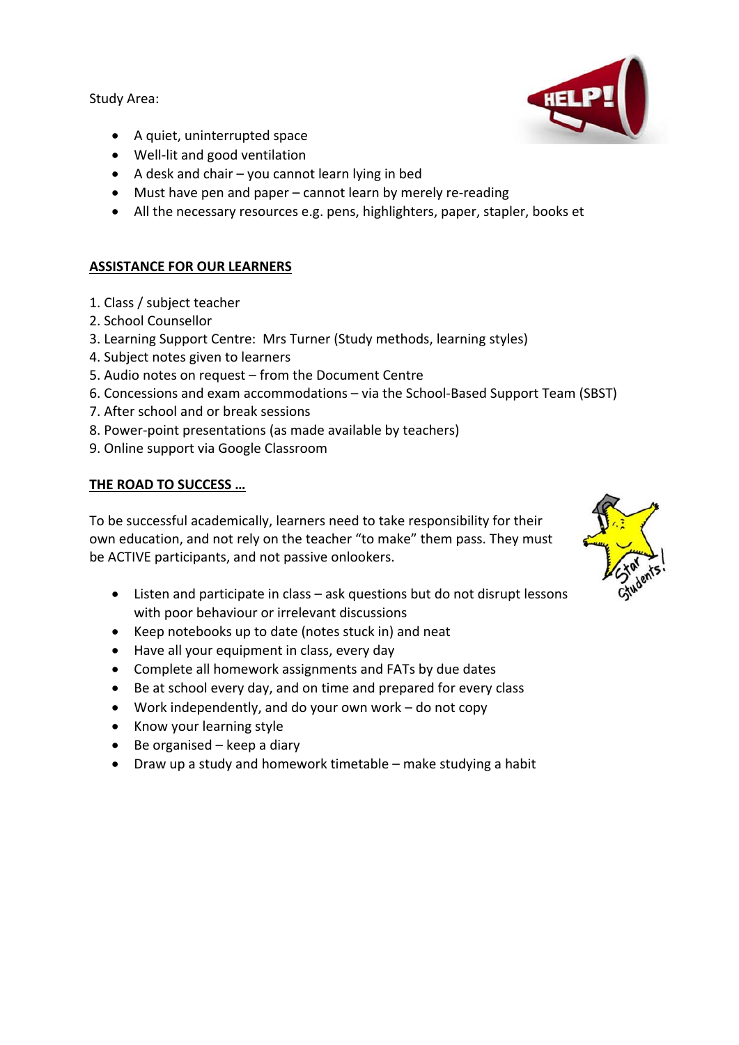Study Area:

- A quiet, uninterrupted space
- Well-lit and good ventilation
- A desk and chair – you cannot learn lying in bed
- Must have pen and paper – cannot learn by merely re-reading
- All the necessary resources e.g. pens, highlighters, paper, stapler, books et

## ASSISTANCE FOR OUR LEARNERS

1. Class / subject teacher
2. School Counsellor
3. Learning Support Centre: Mrs Turner (Study methods, learning styles)
4. Subject notes given to learners
5. Audio notes on request – from the Document Centre
6. Concessions and exam accommodations – via the School-Based Support Team (SBST)
7. After school and or break sessions
8. Power-point presentations (as made available by teachers)
9. Online support via Google Classroom

## THE ROAD TO SUCCESS …

To be successful academically, learners need to take responsibility for their own education, and not rely on the teacher "to make" them pass. They must be ACTIVE participants, and not passive onlookers.

- Listen and participate in class – ask questions but do not disrupt lessons with poor behaviour or irrelevant discussions
- Keep notebooks up to date (notes stuck in) and neat
- Have all your equipment in class, every day
- Complete all homework assignments and FATs by due dates
- Be at school every day, and on time and prepared for every class
- Work independently, and do your own work – do not copy
- Know your learning style
- Be organised – keep a diary
- Draw up a study and homework timetable – make studying a habit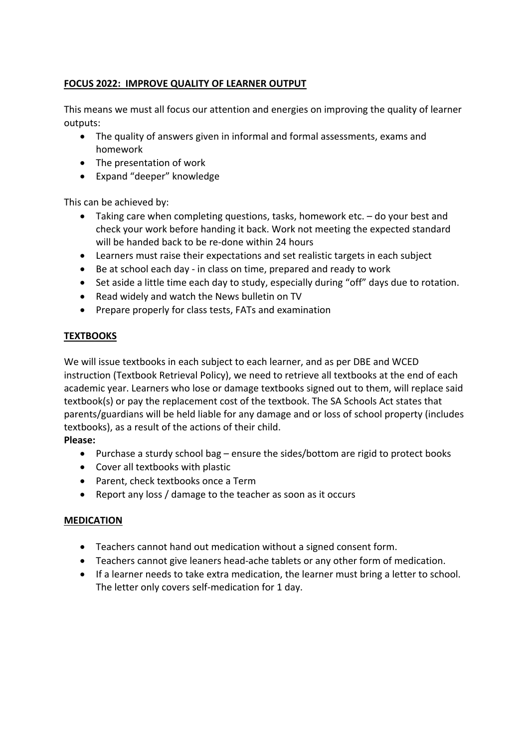**<u>FOCUS 2022: IMPROVE QUALITY OF LEARNER OUTPUT</u>**

This means we must all focus our attention and energies on improving the quality of learner outputs:

- The quality of answers given in informal and formal assessments, exams and homework
- The presentation of work
- Expand "deeper" knowledge

This can be achieved by:

- Taking care when completing questions, tasks, homework etc. – do your best and check your work before handing it back. Work not meeting the expected standard will be handed back to be re-done within 24 hours
- Learners must raise their expectations and set realistic targets in each subject
- Be at school each day - in class on time, prepared and ready to work
- Set aside a little time each day to study, especially during "off" days due to rotation.
- Read widely and watch the News bulletin on TV
- Prepare properly for class tests, FATs and examination

**<u>TEXTBOOKS</u>**

We will issue textbooks in each subject to each learner, and as per DBE and WCED instruction (Textbook Retrieval Policy), we need to retrieve all textbooks at the end of each academic year. Learners who lose or damage textbooks signed out to them, will replace said textbook(s) or pay the replacement cost of the textbook. The SA Schools Act states that parents/guardians will be held liable for any damage and or loss of school property (includes textbooks), as a result of the actions of their child.

**Please:**

- Purchase a sturdy school bag – ensure the sides/bottom are rigid to protect books
- Cover all textbooks with plastic
- Parent, check textbooks once a Term
- Report any loss / damage to the teacher as soon as it occurs

**<u>MEDICATION</u>**

- Teachers cannot hand out medication without a signed consent form.
- Teachers cannot give leaners head-ache tablets or any other form of medication.
- If a learner needs to take extra medication, the learner must bring a letter to school. The letter only covers self-medication for 1 day.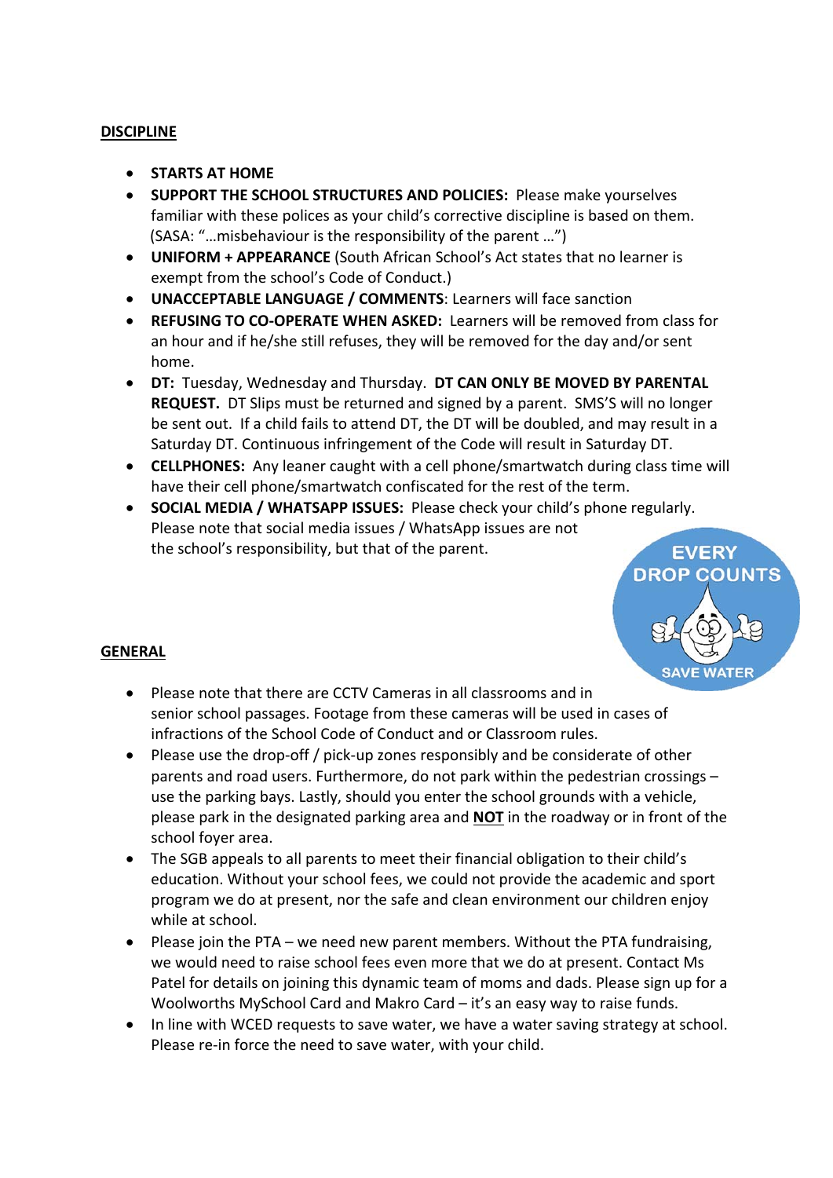## DISCIPLINE

- **STARTS AT HOME**
- **SUPPORT THE SCHOOL STRUCTURES AND POLICIES:** Please make yourselves familiar with these polices as your child's corrective discipline is based on them. (SASA: "…misbehaviour is the responsibility of the parent …")
- **UNIFORM + APPEARANCE** (South African School's Act states that no learner is exempt from the school's Code of Conduct.)
- **UNACCEPTABLE LANGUAGE / COMMENTS**: Learners will face sanction
- **REFUSING TO CO-OPERATE WHEN ASKED:** Learners will be removed from class for an hour and if he/she still refuses, they will be removed for the day and/or sent home.
- **DT:** Tuesday, Wednesday and Thursday. **DT CAN ONLY BE MOVED BY PARENTAL REQUEST.** DT Slips must be returned and signed by a parent. SMS'S will no longer be sent out. If a child fails to attend DT, the DT will be doubled, and may result in a Saturday DT. Continuous infringement of the Code will result in Saturday DT.
- **CELLPHONES:** Any leaner caught with a cell phone/smartwatch during class time will have their cell phone/smartwatch confiscated for the rest of the term.
- **SOCIAL MEDIA / WHATSAPP ISSUES:** Please check your child's phone regularly. Please note that social media issues / WhatsApp issues are not the school's responsibility, but that of the parent.

EVERY DROP COUNTS

SAVE WATER

## GENERAL

- Please note that there are CCTV Cameras in all classrooms and in senior school passages. Footage from these cameras will be used in cases of infractions of the School Code of Conduct and or Classroom rules.
- Please use the drop-off / pick-up zones responsibly and be considerate of other parents and road users. Furthermore, do not park within the pedestrian crossings – use the parking bays. Lastly, should you enter the school grounds with a vehicle, please park in the designated parking area and **NOT** in the roadway or in front of the school foyer area.
- The SGB appeals to all parents to meet their financial obligation to their child's education. Without your school fees, we could not provide the academic and sport program we do at present, nor the safe and clean environment our children enjoy while at school.
- Please join the PTA – we need new parent members. Without the PTA fundraising, we would need to raise school fees even more that we do at present. Contact Ms Patel for details on joining this dynamic team of moms and dads. Please sign up for a Woolworths MySchool Card and Makro Card – it's an easy way to raise funds.
- In line with WCED requests to save water, we have a water saving strategy at school. Please re-in force the need to save water, with your child.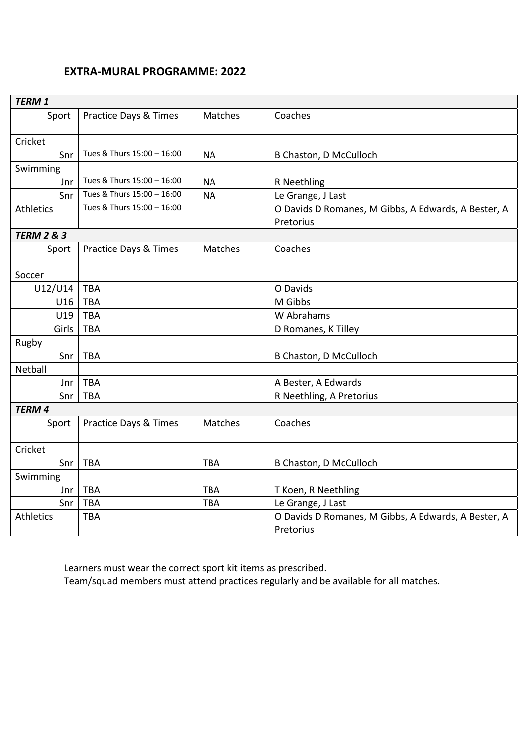## EXTRA-MURAL PROGRAMME: 2022

| ***TERM 1*** | | | |
|---|---|---|---|
| Sport | Practice Days & Times | Matches | Coaches |
| Cricket | | | |
| Snr | Tues & Thurs 15:00 – 16:00 | NA | B Chaston, D McCulloch |
| Swimming | | | |
| Jnr | Tues & Thurs 15:00 – 16:00 | NA | R Neethling |
| Snr | Tues & Thurs 15:00 – 16:00 | NA | Le Grange, J Last |
| Athletics | Tues & Thurs 15:00 – 16:00 | | O Davids D Romanes, M Gibbs, A Edwards, A Bester, A Pretorius |
| ***TERM 2 & 3*** | | | |
| Sport | Practice Days & Times | Matches | Coaches |
| Soccer | | | |
| U12/U14 | TBA | | O Davids |
| U16 | TBA | | M Gibbs |
| U19 | TBA | | W Abrahams |
| Girls | TBA | | D Romanes, K Tilley |
| Rugby | | | |
| Snr | TBA | | B Chaston, D McCulloch |
| Netball | | | |
| Jnr | TBA | | A Bester, A Edwards |
| Snr | TBA | | R Neethling, A Pretorius |
| ***TERM 4*** | | | |
| Sport | Practice Days & Times | Matches | Coaches |
| Cricket | | | |
| Snr | TBA | TBA | B Chaston, D McCulloch |
| Swimming | | | |
| Jnr | TBA | TBA | T Koen, R Neethling |
| Snr | TBA | TBA | Le Grange, J Last |
| Athletics | TBA | | O Davids D Romanes, M Gibbs, A Edwards, A Bester, A Pretorius |

Learners must wear the correct sport kit items as prescribed.
Team/squad members must attend practices regularly and be available for all matches.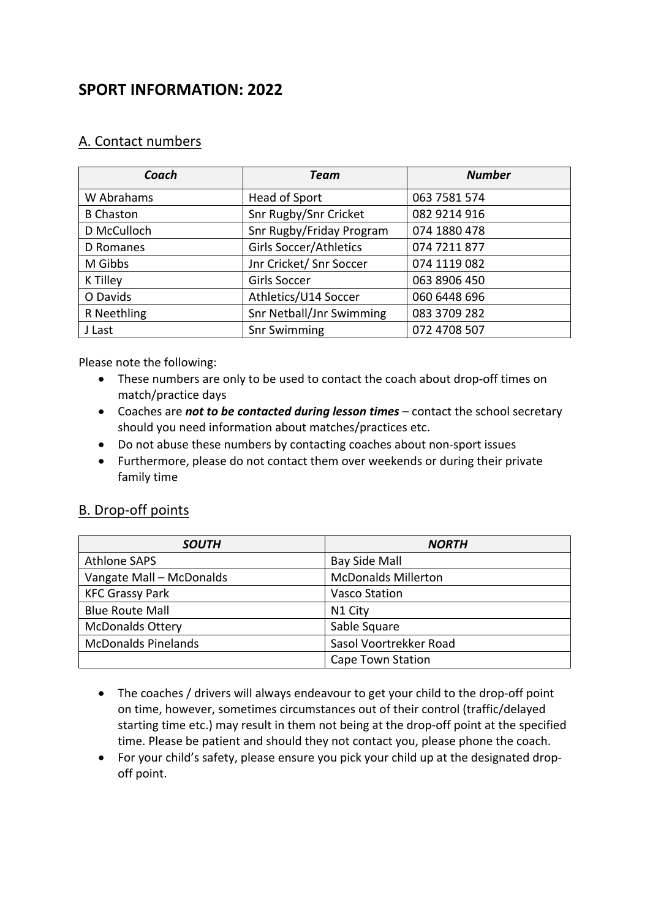# SPORT INFORMATION: 2022

## A. Contact numbers

| ***Coach*** | ***Team*** | ***Number*** |
|---|---|---|
| W Abrahams | Head of Sport | 063 7581 574 |
| B Chaston | Snr Rugby/Snr Cricket | 082 9214 916 |
| D McCulloch | Snr Rugby/Friday Program | 074 1880 478 |
| D Romanes | Girls Soccer/Athletics | 074 7211 877 |
| M Gibbs | Jnr Cricket/ Snr Soccer | 074 1119 082 |
| K Tilley | Girls Soccer | 063 8906 450 |
| O Davids | Athletics/U14 Soccer | 060 6448 696 |
| R Neethling | Snr Netball/Jnr Swimming | 083 3709 282 |
| J Last | Snr Swimming | 072 4708 507 |

Please note the following:

- These numbers are only to be used to contact the coach about drop-off times on match/practice days
- Coaches are ***not to be contacted during lesson times*** – contact the school secretary should you need information about matches/practices etc.
- Do not abuse these numbers by contacting coaches about non-sport issues
- Furthermore, please do not contact them over weekends or during their private family time

## B. Drop-off points

| ***SOUTH*** | ***NORTH*** |
|---|---|
| Athlone SAPS | Bay Side Mall |
| Vangate Mall – McDonalds | McDonalds Millerton |
| KFC Grassy Park | Vasco Station |
| Blue Route Mall | N1 City |
| McDonalds Ottery | Sable Square |
| McDonalds Pinelands | Sasol Voortrekker Road |
| | Cape Town Station |

- The coaches / drivers will always endeavour to get your child to the drop-off point on time, however, sometimes circumstances out of their control (traffic/delayed starting time etc.) may result in them not being at the drop-off point at the specified time. Please be patient and should they not contact you, please phone the coach.
- For your child's safety, please ensure you pick your child up at the designated drop-off point.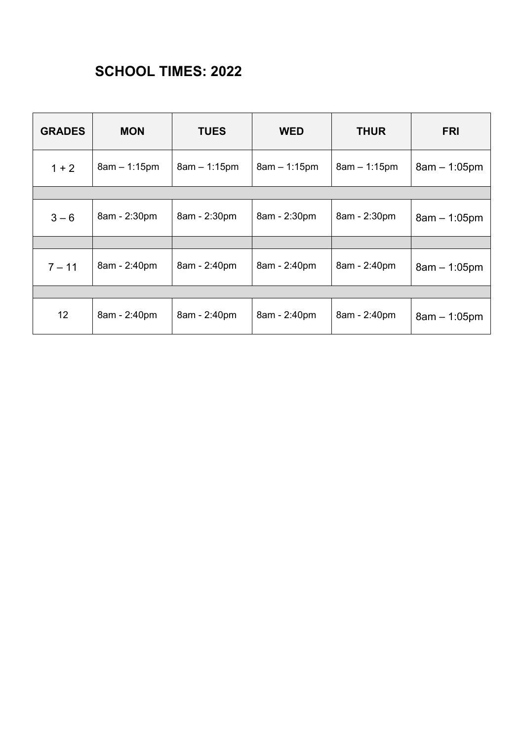# SCHOOL TIMES: 2022

| GRADES | MON | TUES | WED | THUR | FRI |
|---|---|---|---|---|---|
| 1 + 2 | 8am – 1:15pm | 8am – 1:15pm | 8am – 1:15pm | 8am – 1:15pm | 8am – 1:05pm |
| | | | | | |
| 3 – 6 | 8am - 2:30pm | 8am - 2:30pm | 8am - 2:30pm | 8am - 2:30pm | 8am – 1:05pm |
| | | | | | |
| 7 – 11 | 8am - 2:40pm | 8am - 2:40pm | 8am - 2:40pm | 8am - 2:40pm | 8am – 1:05pm |
| | | | | | |
| 12 | 8am - 2:40pm | 8am - 2:40pm | 8am - 2:40pm | 8am - 2:40pm | 8am – 1:05pm |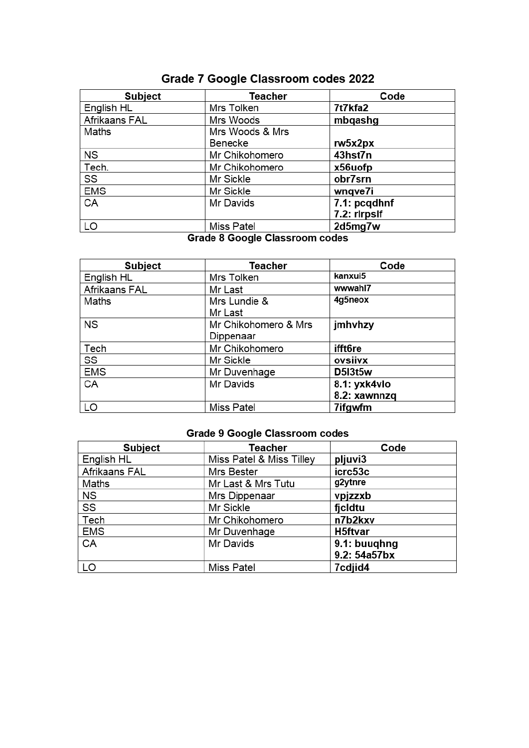## Grade 7 Google Classroom codes 2022

| Subject | Teacher | Code |
|---|---|---|
| English HL | Mrs Tolken | **7t7kfa2** |
| Afrikaans FAL | Mrs Woods | **mbqashg** |
| Maths | Mrs Woods & Mrs Benecke | **rw5x2px** |
| NS | Mr Chikohomero | **43hst7n** |
| Tech. | Mr Chikohomero | **x56uofp** |
| SS | Mr Sickle | **obr7srn** |
| EMS | Mr Sickle | **wnqve7i** |
| CA | Mr Davids | **7.1: pcqdhnf**<br>**7.2: rlrpslf** |
| LO | Miss Patel | **2d5mg7w** |

## Grade 8 Google Classroom codes

| Subject | Teacher | Code |
|---|---|---|
| English HL | Mrs Tolken | **kanxui5** |
| Afrikaans FAL | Mr Last | **wwwahl7** |
| Maths | Mrs Lundie & Mr Last | **4g5neox** |
| NS | Mr Chikohomero & Mrs Dippenaar | **jmhvhzy** |
| Tech | Mr Chikohomero | **ifft6re** |
| SS | Mr Sickle | **ovsiivx** |
| EMS | Mr Duvenhage | **D5l3t5w** |
| CA | Mr Davids | **8.1: yxk4vlo**<br>**8.2: xawnnzq** |
| LO | Miss Patel | **7ifgwfm** |

## Grade 9 Google Classroom codes

| Subject | Teacher | Code |
|---|---|---|
| English HL | Miss Patel & Miss Tilley | **pljuvi3** |
| Afrikaans FAL | Mrs Bester | **icrc53c** |
| Maths | Mr Last & Mrs Tutu | **g2ytnre** |
| NS | Mrs Dippenaar | **vpjzzxb** |
| SS | Mr Sickle | **fjcldtu** |
| Tech | Mr Chikohomero | **n7b2kxv** |
| EMS | Mr Duvenhage | **H5ftvar** |
| CA | Mr Davids | **9.1: buuqhng**<br>**9.2: 54a57bx** |
| LO | Miss Patel | **7cdjid4** |